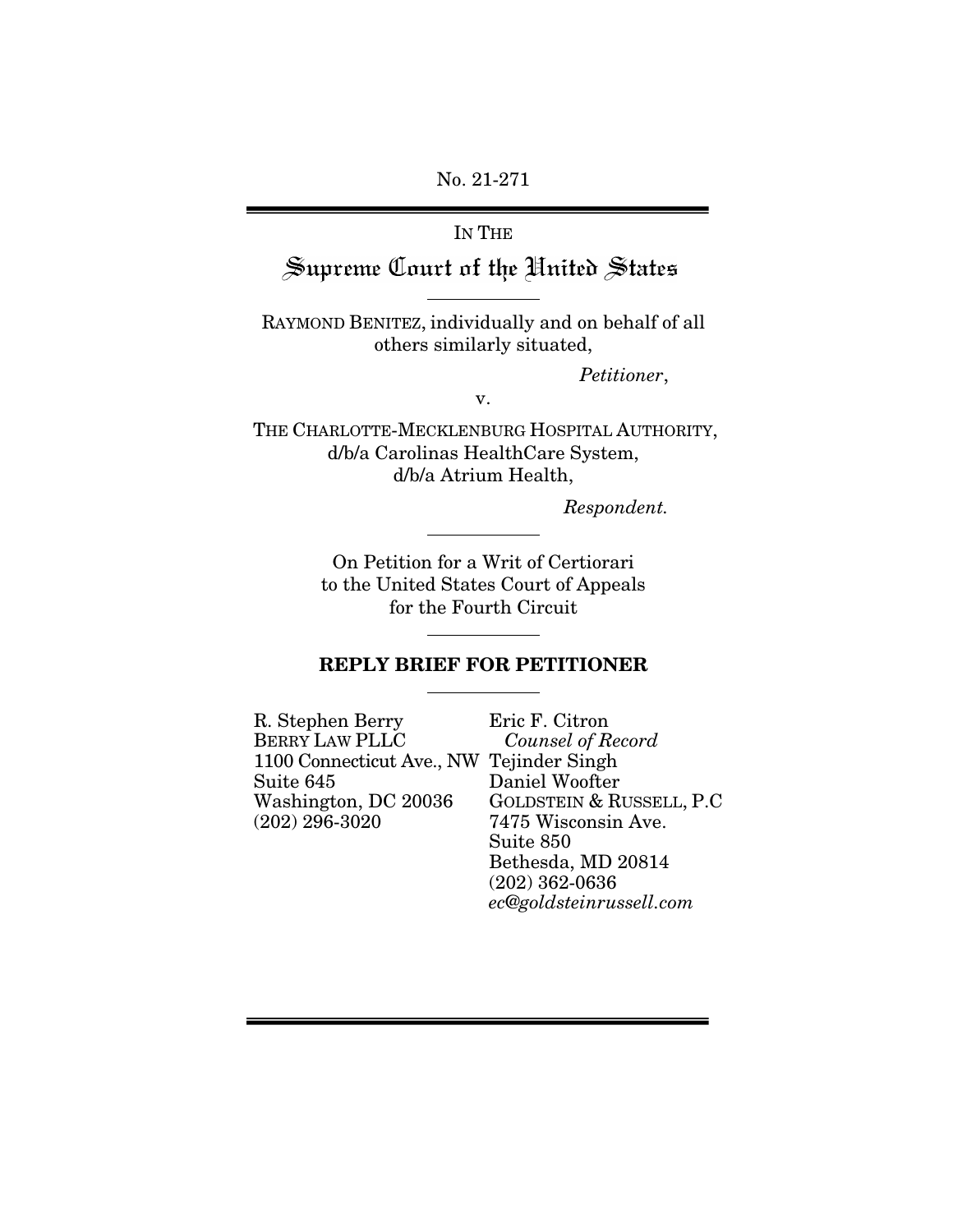No. 21-271

IN THE

# Supreme Court of the United States

RAYMOND BENITEZ, individually and on behalf of all others similarly situated,

*Petitioner*,

v.

THE CHARLOTTE-MECKLENBURG HOSPITAL AUTHORITY, d/b/a Carolinas HealthCare System, d/b/a Atrium Health,

*Respondent.*

On Petition for a Writ of Certiorari to the United States Court of Appeals for the Fourth Circuit

## REPLY BRIEF FOR PETITIONER

R. Stephen Berry
BERRY LAW PLLC
1100 Connecticut Ave., NW
Suite 645
Washington, DC 20036
(202) 296-3020

Eric F. Citron
*Counsel of Record*
Tejinder Singh
Daniel Woofter
GOLDSTEIN & RUSSELL, P.C
7475 Wisconsin Ave.
Suite 850
Bethesda, MD 20814
(202) 362-0636
*ec@goldsteinrussell.com*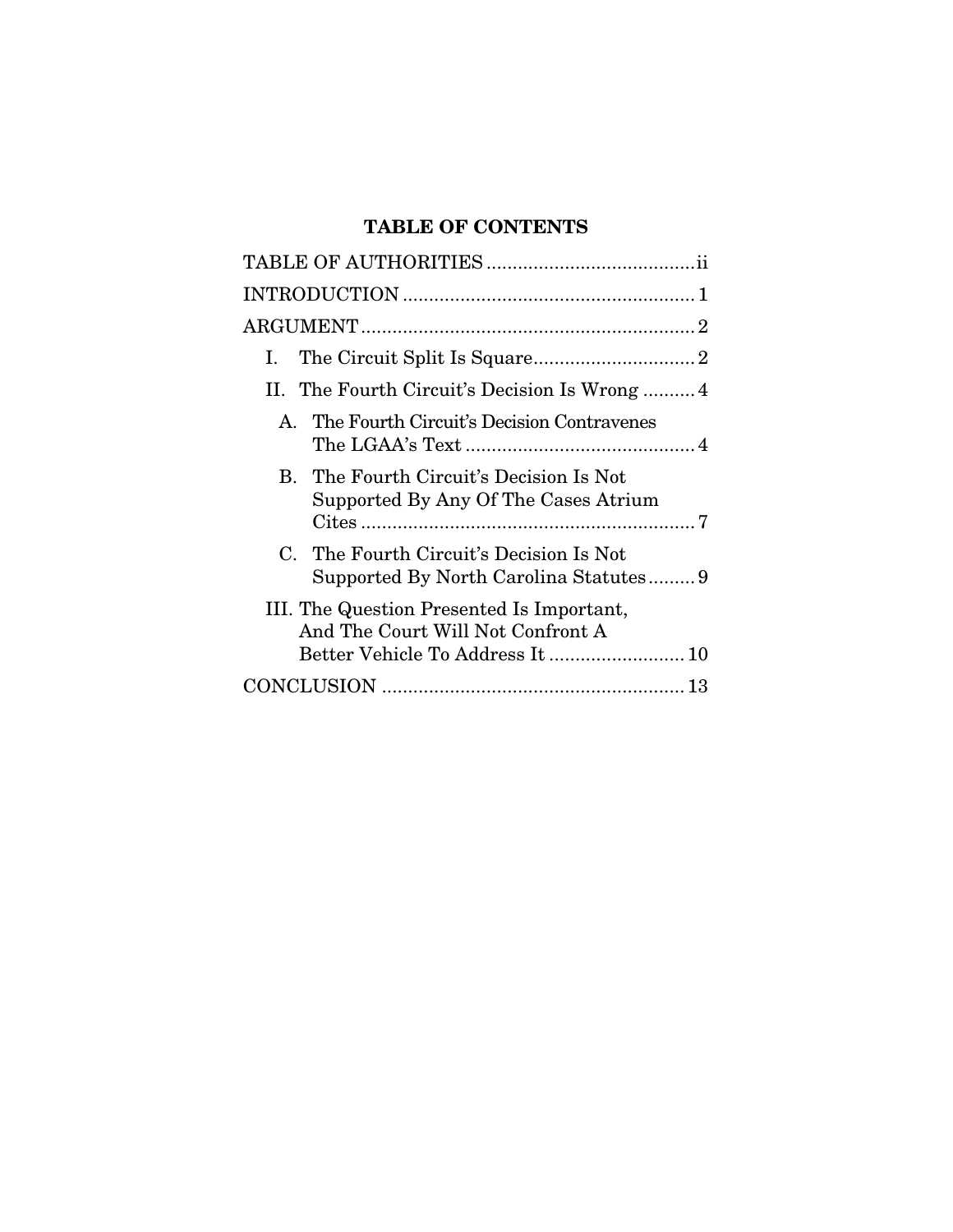## TABLE OF CONTENTS

| | |
|---|---|
| TABLE OF AUTHORITIES | ii |
| INTRODUCTION | 1 |
| ARGUMENT | 2 |
| I. The Circuit Split Is Square | 2 |
| II. The Fourth Circuit's Decision Is Wrong | 4 |
| A. The Fourth Circuit's Decision Contravenes The LGAA's Text | 4 |
| B. The Fourth Circuit's Decision Is Not Supported By Any Of The Cases Atrium Cites | 7 |
| C. The Fourth Circuit's Decision Is Not Supported By North Carolina Statutes | 9 |
| III. The Question Presented Is Important, And The Court Will Not Confront A Better Vehicle To Address It | 10 |
| CONCLUSION | 13 |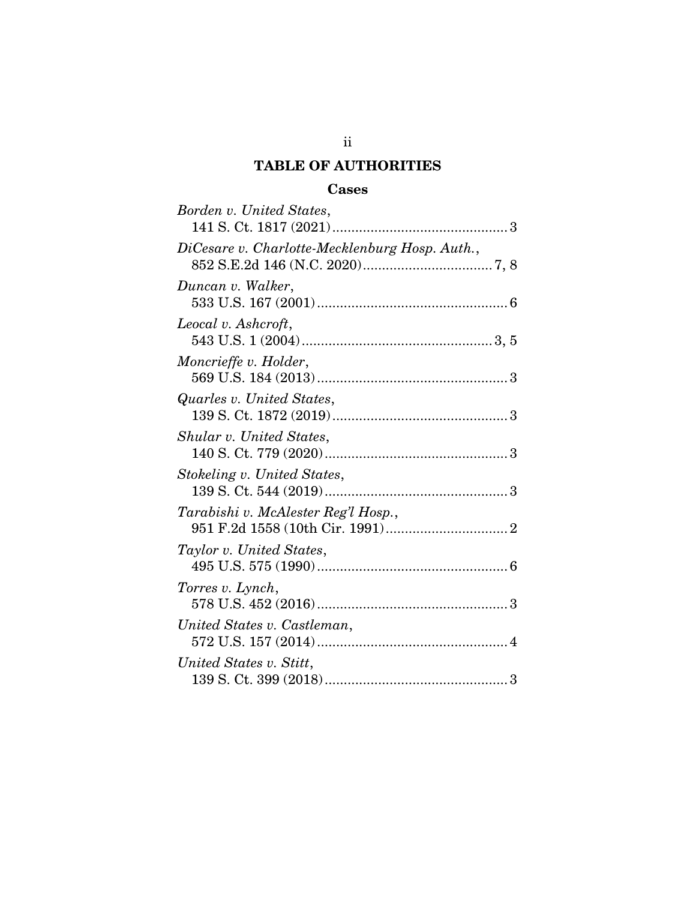# TABLE OF AUTHORITIES

## Cases

*Borden v. United States*, 141 S. Ct. 1817 (2021) .............................................. 3

*DiCesare v. Charlotte-Mecklenburg Hosp. Auth.*, 852 S.E.2d 146 (N.C. 2020) .................................. 7, 8

*Duncan v. Walker*, 533 U.S. 167 (2001) .................................................. 6

*Leocal v. Ashcroft*, 543 U.S. 1 (2004) .................................................. 3, 5

*Moncrieffe v. Holder*, 569 U.S. 184 (2013) .................................................. 3

*Quarles v. United States*, 139 S. Ct. 1872 (2019) .............................................. 3

*Shular v. United States*, 140 S. Ct. 779 (2020) ................................................ 3

*Stokeling v. United States*, 139 S. Ct. 544 (2019) ................................................ 3

*Tarabishi v. McAlester Reg'l Hosp.*, 951 F.2d 1558 (10th Cir. 1991) ................................ 2

*Taylor v. United States*, 495 U.S. 575 (1990) .................................................. 6

*Torres v. Lynch*, 578 U.S. 452 (2016) .................................................. 3

*United States v. Castleman*, 572 U.S. 157 (2014) .................................................. 4

*United States v. Stitt*, 139 S. Ct. 399 (2018) ................................................ 3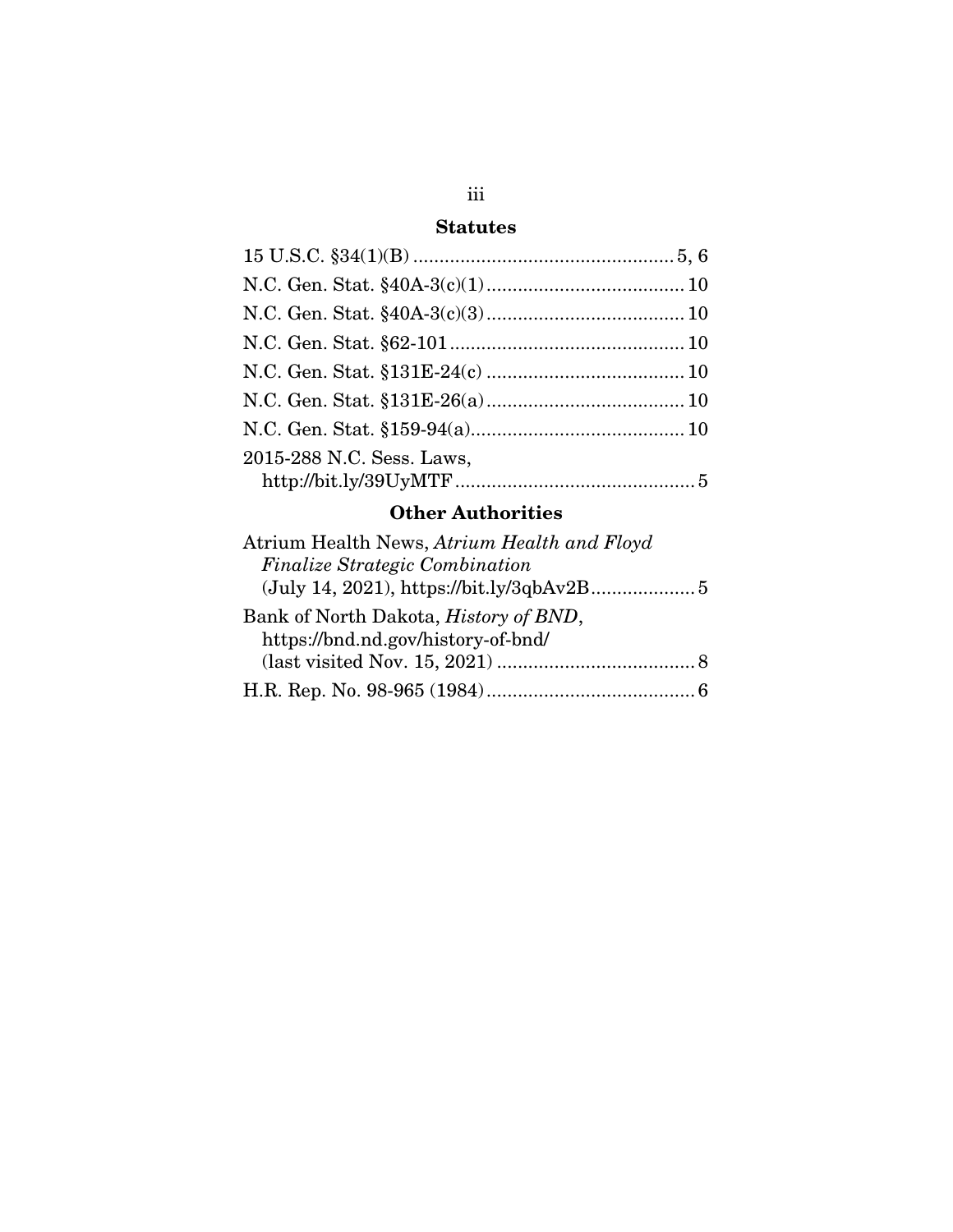## Statutes

15 U.S.C. §34(1)(B) .................................................. 5, 6

N.C. Gen. Stat. §40A-3(c)(1) ...................................... 10

N.C. Gen. Stat. §40A-3(c)(3) ...................................... 10

N.C. Gen. Stat. §62-101 ............................................. 10

N.C. Gen. Stat. §131E-24(c) ...................................... 10

N.C. Gen. Stat. §131E-26(a) ...................................... 10

N.C. Gen. Stat. §159-94(a) ......................................... 10

2015-288 N.C. Sess. Laws,
http://bit.ly/39UyMTF .............................................. 5

## Other Authorities

Atrium Health News, *Atrium Health and Floyd Finalize Strategic Combination* (July 14, 2021), https://bit.ly/3qbAv2B .................... 5

Bank of North Dakota, *History of BND*, https://bnd.nd.gov/history-of-bnd/ (last visited Nov. 15, 2021) ...................................... 8

H.R. Rep. No. 98-965 (1984) ........................................ 6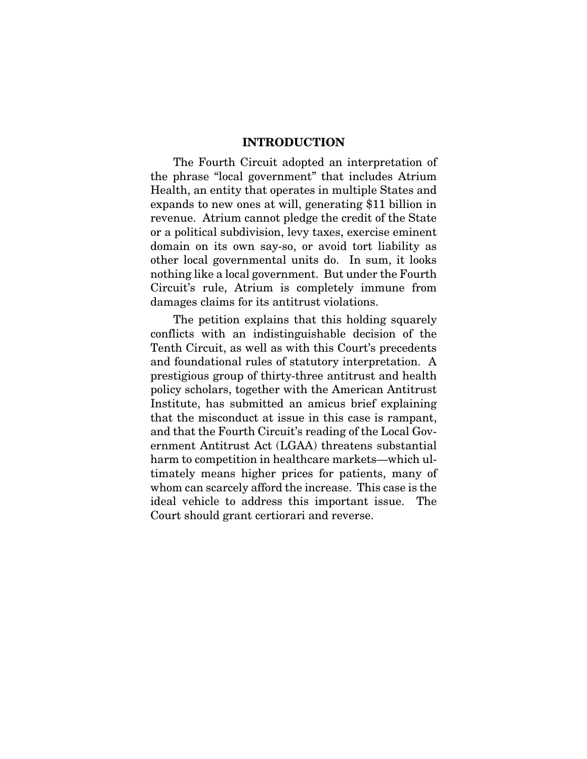## INTRODUCTION

The Fourth Circuit adopted an interpretation of the phrase "local government" that includes Atrium Health, an entity that operates in multiple States and expands to new ones at will, generating $11 billion in revenue. Atrium cannot pledge the credit of the State or a political subdivision, levy taxes, exercise eminent domain on its own say-so, or avoid tort liability as other local governmental units do. In sum, it looks nothing like a local government. But under the Fourth Circuit's rule, Atrium is completely immune from damages claims for its antitrust violations.

The petition explains that this holding squarely conflicts with an indistinguishable decision of the Tenth Circuit, as well as with this Court's precedents and foundational rules of statutory interpretation. A prestigious group of thirty-three antitrust and health policy scholars, together with the American Antitrust Institute, has submitted an amicus brief explaining that the misconduct at issue in this case is rampant, and that the Fourth Circuit's reading of the Local Government Antitrust Act (LGAA) threatens substantial harm to competition in healthcare markets—which ultimately means higher prices for patients, many of whom can scarcely afford the increase. This case is the ideal vehicle to address this important issue. The Court should grant certiorari and reverse.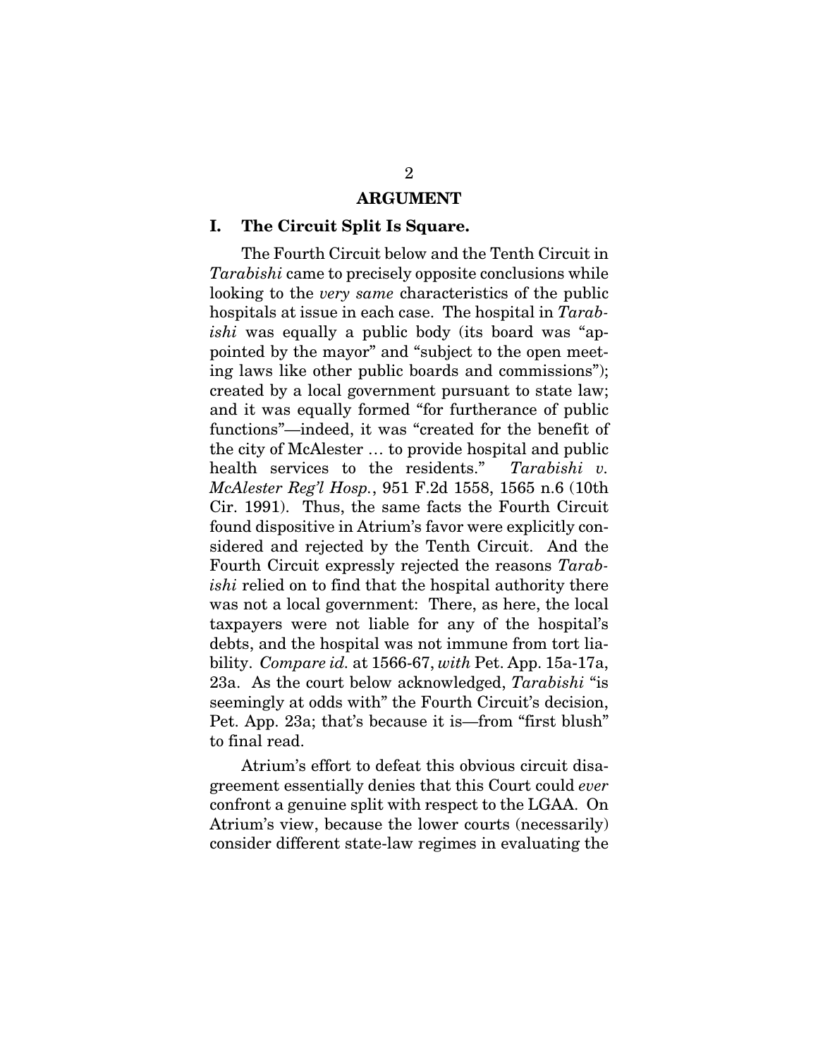# ARGUMENT

## I. The Circuit Split Is Square.

The Fourth Circuit below and the Tenth Circuit in *Tarabishi* came to precisely opposite conclusions while looking to the *very same* characteristics of the public hospitals at issue in each case. The hospital in *Tarabishi* was equally a public body (its board was "appointed by the mayor" and "subject to the open meeting laws like other public boards and commissions"); created by a local government pursuant to state law; and it was equally formed "for furtherance of public functions"—indeed, it was "created for the benefit of the city of McAlester … to provide hospital and public health services to the residents." *Tarabishi v. McAlester Reg'l Hosp.*, 951 F.2d 1558, 1565 n.6 (10th Cir. 1991). Thus, the same facts the Fourth Circuit found dispositive in Atrium's favor were explicitly considered and rejected by the Tenth Circuit. And the Fourth Circuit expressly rejected the reasons *Tarabishi* relied on to find that the hospital authority there was not a local government: There, as here, the local taxpayers were not liable for any of the hospital's debts, and the hospital was not immune from tort liability. *Compare id.* at 1566-67, *with* Pet. App. 15a-17a, 23a. As the court below acknowledged, *Tarabishi* "is seemingly at odds with" the Fourth Circuit's decision, Pet. App. 23a; that's because it is—from "first blush" to final read.

Atrium's effort to defeat this obvious circuit disagreement essentially denies that this Court could *ever* confront a genuine split with respect to the LGAA. On Atrium's view, because the lower courts (necessarily) consider different state-law regimes in evaluating the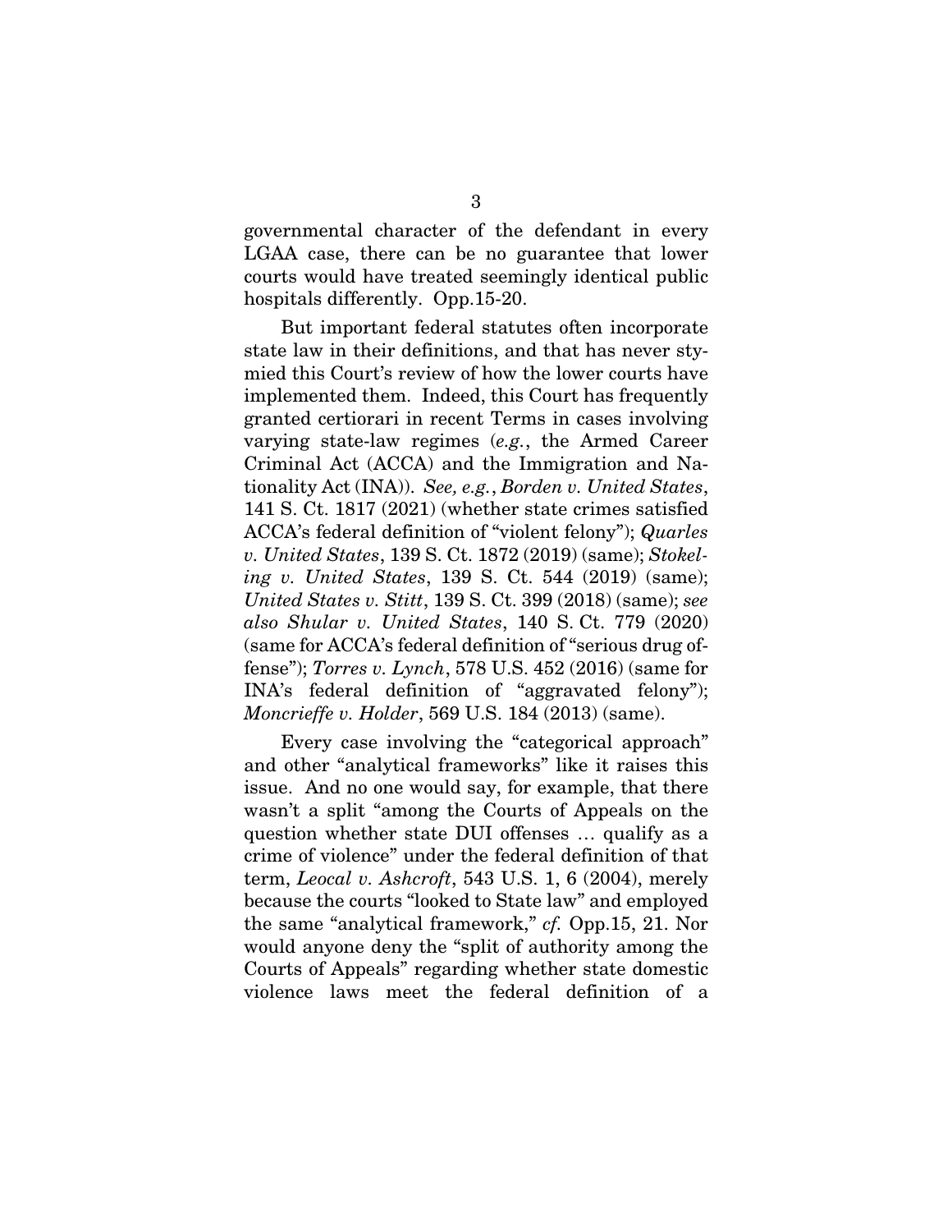governmental character of the defendant in every LGAA case, there can be no guarantee that lower courts would have treated seemingly identical public hospitals differently. Opp.15-20.

But important federal statutes often incorporate state law in their definitions, and that has never stymied this Court's review of how the lower courts have implemented them. Indeed, this Court has frequently granted certiorari in recent Terms in cases involving varying state-law regimes (*e.g.*, the Armed Career Criminal Act (ACCA) and the Immigration and Nationality Act (INA)). *See, e.g.*, *Borden v. United States*, 141 S. Ct. 1817 (2021) (whether state crimes satisfied ACCA's federal definition of "violent felony"); *Quarles v. United States*, 139 S. Ct. 1872 (2019) (same); *Stokeling v. United States*, 139 S. Ct. 544 (2019) (same); *United States v. Stitt*, 139 S. Ct. 399 (2018) (same); *see also Shular v. United States*, 140 S. Ct. 779 (2020) (same for ACCA's federal definition of "serious drug offense"); *Torres v. Lynch*, 578 U.S. 452 (2016) (same for INA's federal definition of "aggravated felony"); *Moncrieffe v. Holder*, 569 U.S. 184 (2013) (same).

Every case involving the "categorical approach" and other "analytical frameworks" like it raises this issue. And no one would say, for example, that there wasn't a split "among the Courts of Appeals on the question whether state DUI offenses … qualify as a crime of violence" under the federal definition of that term, *Leocal v. Ashcroft*, 543 U.S. 1, 6 (2004), merely because the courts "looked to State law" and employed the same "analytical framework," *cf.* Opp.15, 21. Nor would anyone deny the "split of authority among the Courts of Appeals" regarding whether state domestic violence laws meet the federal definition of a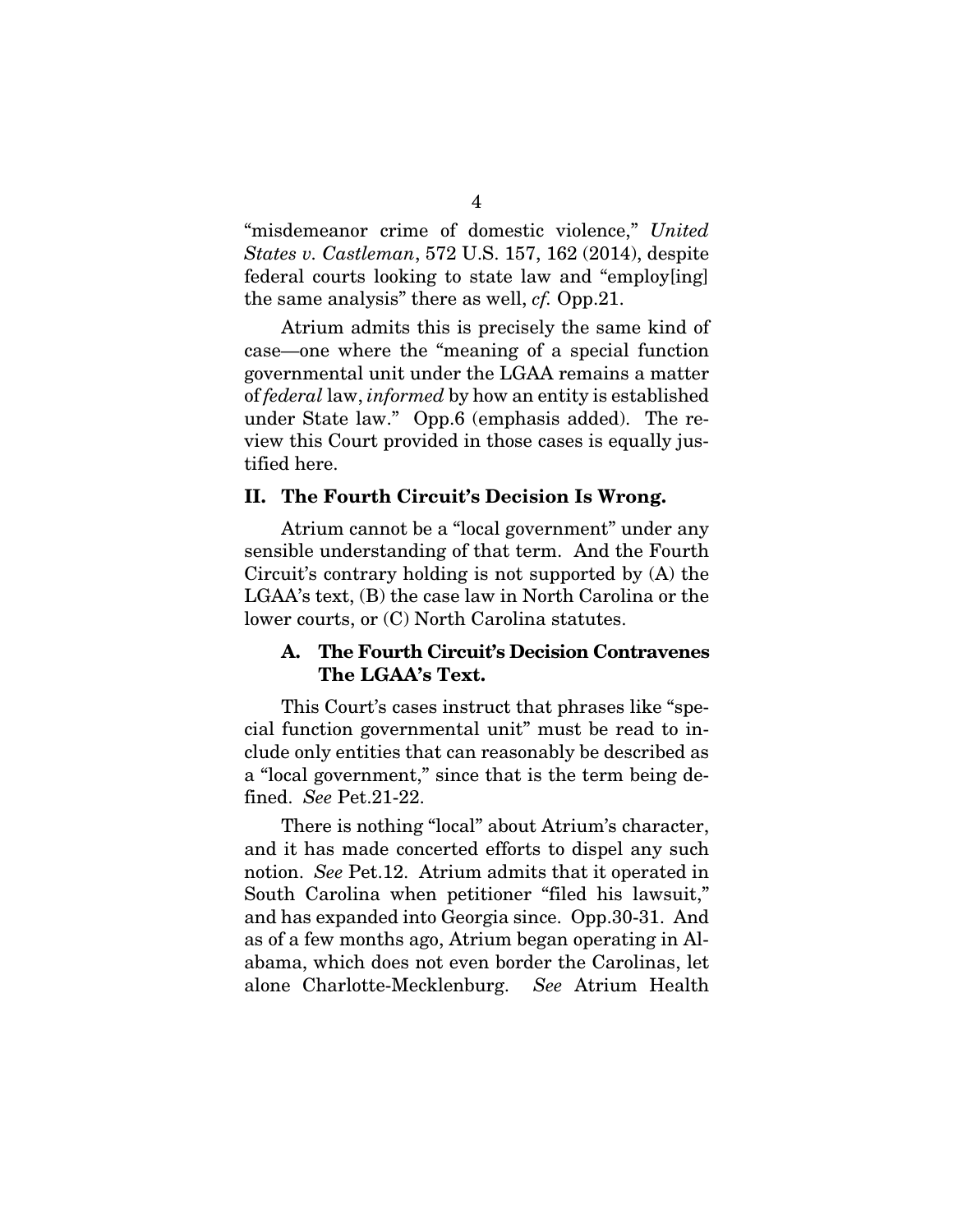"misdemeanor crime of domestic violence," *United States v. Castleman*, 572 U.S. 157, 162 (2014), despite federal courts looking to state law and "employ[ing] the same analysis" there as well, *cf.* Opp.21.

Atrium admits this is precisely the same kind of case—one where the "meaning of a special function governmental unit under the LGAA remains a matter of *federal* law, *informed* by how an entity is established under State law." Opp.6 (emphasis added). The review this Court provided in those cases is equally justified here.

## II. The Fourth Circuit's Decision Is Wrong.

Atrium cannot be a "local government" under any sensible understanding of that term. And the Fourth Circuit's contrary holding is not supported by (A) the LGAA's text, (B) the case law in North Carolina or the lower courts, or (C) North Carolina statutes.

### A. The Fourth Circuit's Decision Contravenes The LGAA's Text.

This Court's cases instruct that phrases like "special function governmental unit" must be read to include only entities that can reasonably be described as a "local government," since that is the term being defined. *See* Pet.21-22.

There is nothing "local" about Atrium's character, and it has made concerted efforts to dispel any such notion. *See* Pet.12. Atrium admits that it operated in South Carolina when petitioner "filed his lawsuit," and has expanded into Georgia since. Opp.30-31. And as of a few months ago, Atrium began operating in Alabama, which does not even border the Carolinas, let alone Charlotte-Mecklenburg. *See* Atrium Health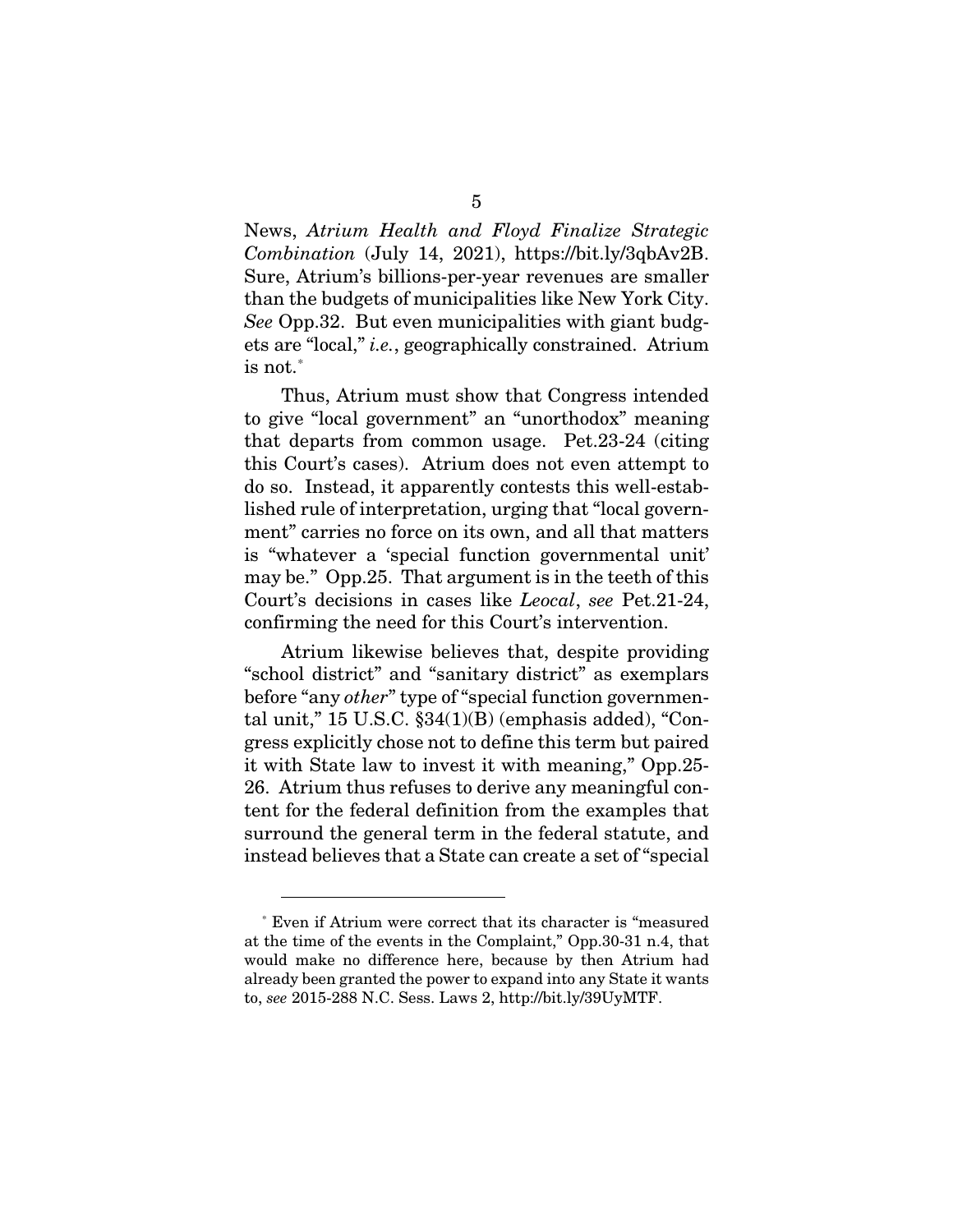News, *Atrium Health and Floyd Finalize Strategic Combination* (July 14, 2021), https://bit.ly/3qbAv2B. Sure, Atrium's billions-per-year revenues are smaller than the budgets of municipalities like New York City. *See* Opp.32. But even municipalities with giant budgets are "local," *i.e.*, geographically constrained. Atrium is not.[*]

Thus, Atrium must show that Congress intended to give "local government" an "unorthodox" meaning that departs from common usage. Pet.23-24 (citing this Court's cases). Atrium does not even attempt to do so. Instead, it apparently contests this well-established rule of interpretation, urging that "local government" carries no force on its own, and all that matters is "whatever a 'special function governmental unit' may be." Opp.25. That argument is in the teeth of this Court's decisions in cases like *Leocal*, *see* Pet.21-24, confirming the need for this Court's intervention.

Atrium likewise believes that, despite providing "school district" and "sanitary district" as exemplars before "any *other*" type of "special function governmental unit," 15 U.S.C. §34(1)(B) (emphasis added), "Congress explicitly chose not to define this term but paired it with State law to invest it with meaning," Opp.25-26. Atrium thus refuses to derive any meaningful content for the federal definition from the examples that surround the general term in the federal statute, and instead believes that a State can create a set of "special

---

[*] Even if Atrium were correct that its character is "measured at the time of the events in the Complaint," Opp.30-31 n.4, that would make no difference here, because by then Atrium had already been granted the power to expand into any State it wants to, *see* 2015-288 N.C. Sess. Laws 2, http://bit.ly/39UyMTF.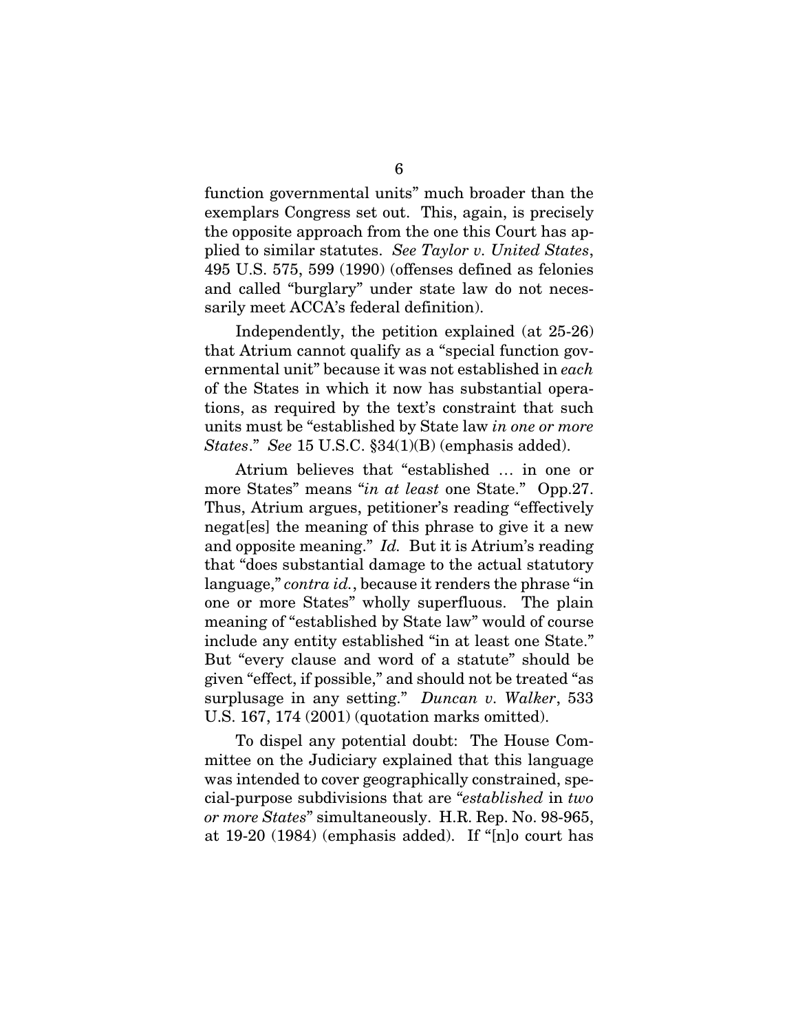function governmental units" much broader than the exemplars Congress set out. This, again, is precisely the opposite approach from the one this Court has applied to similar statutes. *See Taylor v. United States*, 495 U.S. 575, 599 (1990) (offenses defined as felonies and called "burglary" under state law do not necessarily meet ACCA's federal definition).

Independently, the petition explained (at 25-26) that Atrium cannot qualify as a "special function governmental unit" because it was not established in *each* of the States in which it now has substantial operations, as required by the text's constraint that such units must be "established by State law *in one or more States*." *See* 15 U.S.C. §34(1)(B) (emphasis added).

Atrium believes that "established … in one or more States" means "*in at least* one State." Opp.27. Thus, Atrium argues, petitioner's reading "effectively negat[es] the meaning of this phrase to give it a new and opposite meaning." *Id.* But it is Atrium's reading that "does substantial damage to the actual statutory language," *contra id.*, because it renders the phrase "in one or more States" wholly superfluous. The plain meaning of "established by State law" would of course include any entity established "in at least one State." But "every clause and word of a statute" should be given "effect, if possible," and should not be treated "as surplusage in any setting." *Duncan v. Walker*, 533 U.S. 167, 174 (2001) (quotation marks omitted).

To dispel any potential doubt: The House Committee on the Judiciary explained that this language was intended to cover geographically constrained, special-purpose subdivisions that are "*established* in *two or more States*" simultaneously. H.R. Rep. No. 98-965, at 19-20 (1984) (emphasis added). If "[n]o court has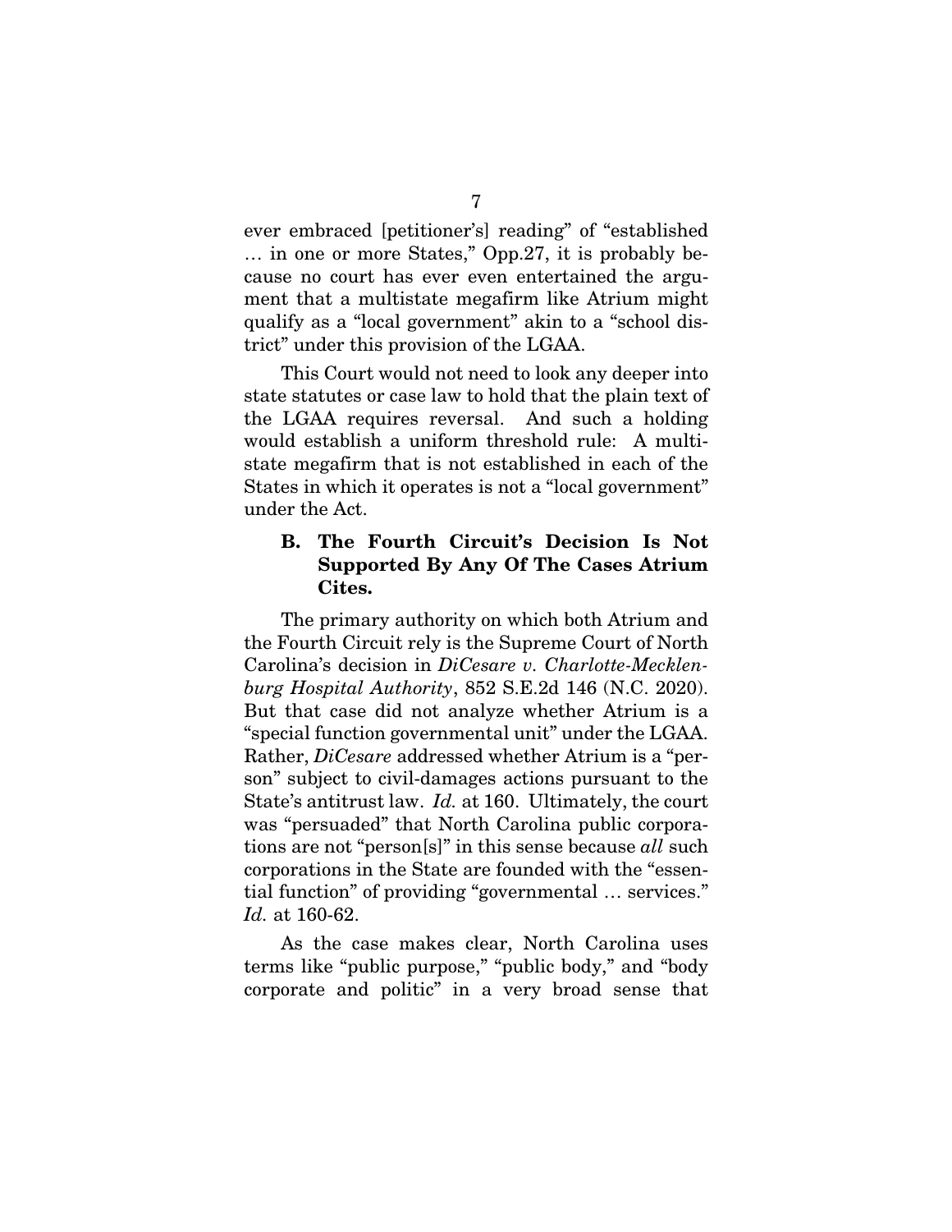ever embraced [petitioner's] reading" of "established … in one or more States," Opp.27, it is probably because no court has ever even entertained the argument that a multistate megafirm like Atrium might qualify as a "local government" akin to a "school district" under this provision of the LGAA.

This Court would not need to look any deeper into state statutes or case law to hold that the plain text of the LGAA requires reversal. And such a holding would establish a uniform threshold rule: A multistate megafirm that is not established in each of the States in which it operates is not a "local government" under the Act.

### B. The Fourth Circuit's Decision Is Not Supported By Any Of The Cases Atrium Cites.

The primary authority on which both Atrium and the Fourth Circuit rely is the Supreme Court of North Carolina's decision in *DiCesare v. Charlotte-Mecklenburg Hospital Authority*, 852 S.E.2d 146 (N.C. 2020). But that case did not analyze whether Atrium is a "special function governmental unit" under the LGAA. Rather, *DiCesare* addressed whether Atrium is a "person" subject to civil-damages actions pursuant to the State's antitrust law. *Id.* at 160. Ultimately, the court was "persuaded" that North Carolina public corporations are not "person[s]" in this sense because *all* such corporations in the State are founded with the "essential function" of providing "governmental … services." *Id.* at 160-62.

As the case makes clear, North Carolina uses terms like "public purpose," "public body," and "body corporate and politic" in a very broad sense that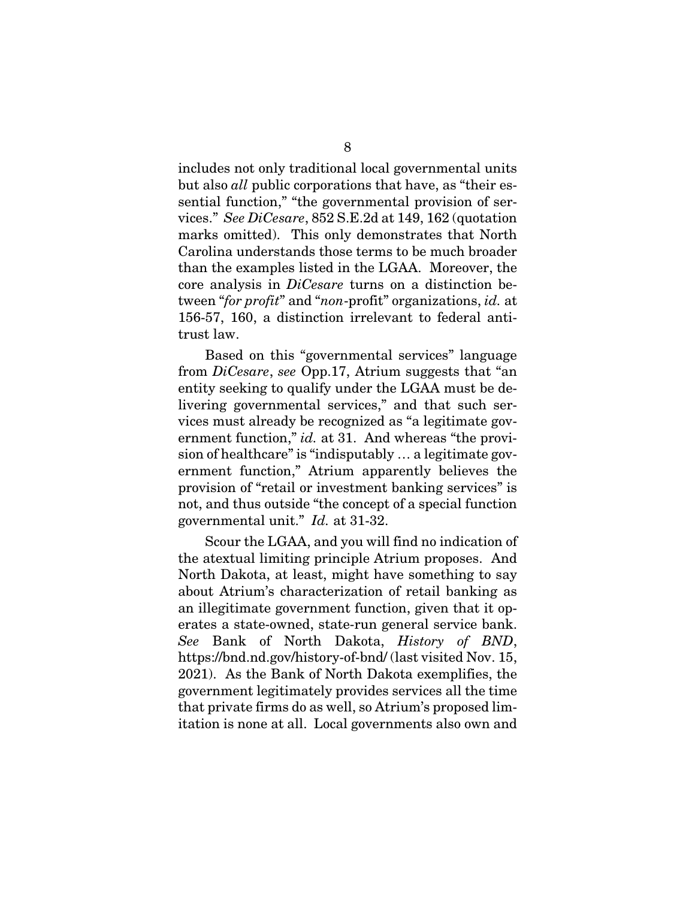includes not only traditional local governmental units but also *all* public corporations that have, as "their essential function," "the governmental provision of services." *See DiCesare*, 852 S.E.2d at 149, 162 (quotation marks omitted). This only demonstrates that North Carolina understands those terms to be much broader than the examples listed in the LGAA. Moreover, the core analysis in *DiCesare* turns on a distinction between "*for profit*" and "*non*-profit" organizations, *id.* at 156-57, 160, a distinction irrelevant to federal antitrust law.

Based on this "governmental services" language from *DiCesare*, *see* Opp.17, Atrium suggests that "an entity seeking to qualify under the LGAA must be delivering governmental services," and that such services must already be recognized as "a legitimate government function," *id.* at 31. And whereas "the provision of healthcare" is "indisputably … a legitimate government function," Atrium apparently believes the provision of "retail or investment banking services" is not, and thus outside "the concept of a special function governmental unit." *Id.* at 31-32.

Scour the LGAA, and you will find no indication of the atextual limiting principle Atrium proposes. And North Dakota, at least, might have something to say about Atrium's characterization of retail banking as an illegitimate government function, given that it operates a state-owned, state-run general service bank. *See* Bank of North Dakota, *History of BND*, https://bnd.nd.gov/history-of-bnd/ (last visited Nov. 15, 2021). As the Bank of North Dakota exemplifies, the government legitimately provides services all the time that private firms do as well, so Atrium's proposed limitation is none at all. Local governments also own and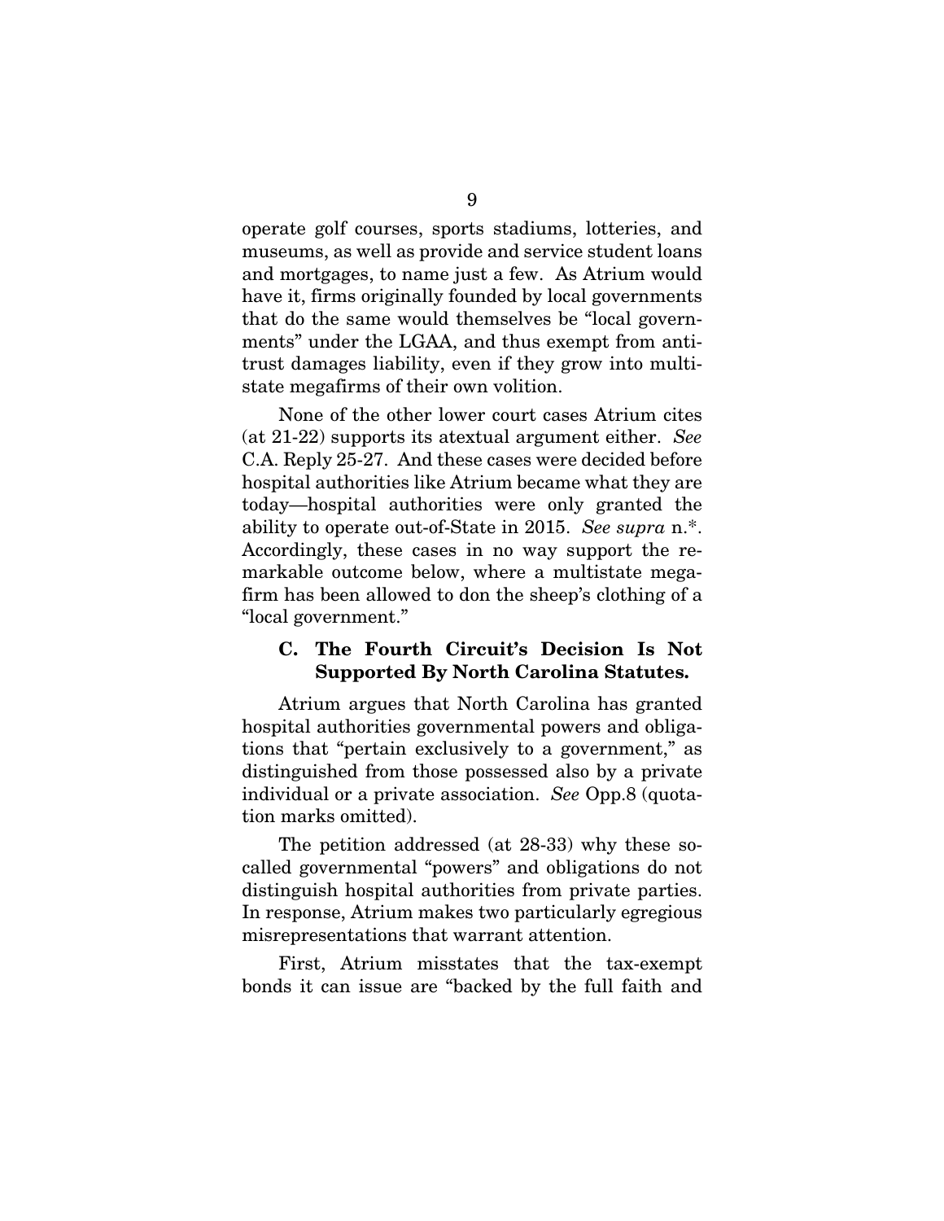operate golf courses, sports stadiums, lotteries, and museums, as well as provide and service student loans and mortgages, to name just a few. As Atrium would have it, firms originally founded by local governments that do the same would themselves be "local governments" under the LGAA, and thus exempt from antitrust damages liability, even if they grow into multistate megafirms of their own volition.

None of the other lower court cases Atrium cites (at 21-22) supports its atextual argument either. *See* C.A. Reply 25-27. And these cases were decided before hospital authorities like Atrium became what they are today—hospital authorities were only granted the ability to operate out-of-State in 2015. *See supra* n.*. Accordingly, these cases in no way support the remarkable outcome below, where a multistate megafirm has been allowed to don the sheep's clothing of a "local government."

### C. The Fourth Circuit's Decision Is Not Supported By North Carolina Statutes.

Atrium argues that North Carolina has granted hospital authorities governmental powers and obligations that "pertain exclusively to a government," as distinguished from those possessed also by a private individual or a private association. *See* Opp.8 (quotation marks omitted).

The petition addressed (at 28-33) why these so-called governmental "powers" and obligations do not distinguish hospital authorities from private parties. In response, Atrium makes two particularly egregious misrepresentations that warrant attention.

First, Atrium misstates that the tax-exempt bonds it can issue are "backed by the full faith and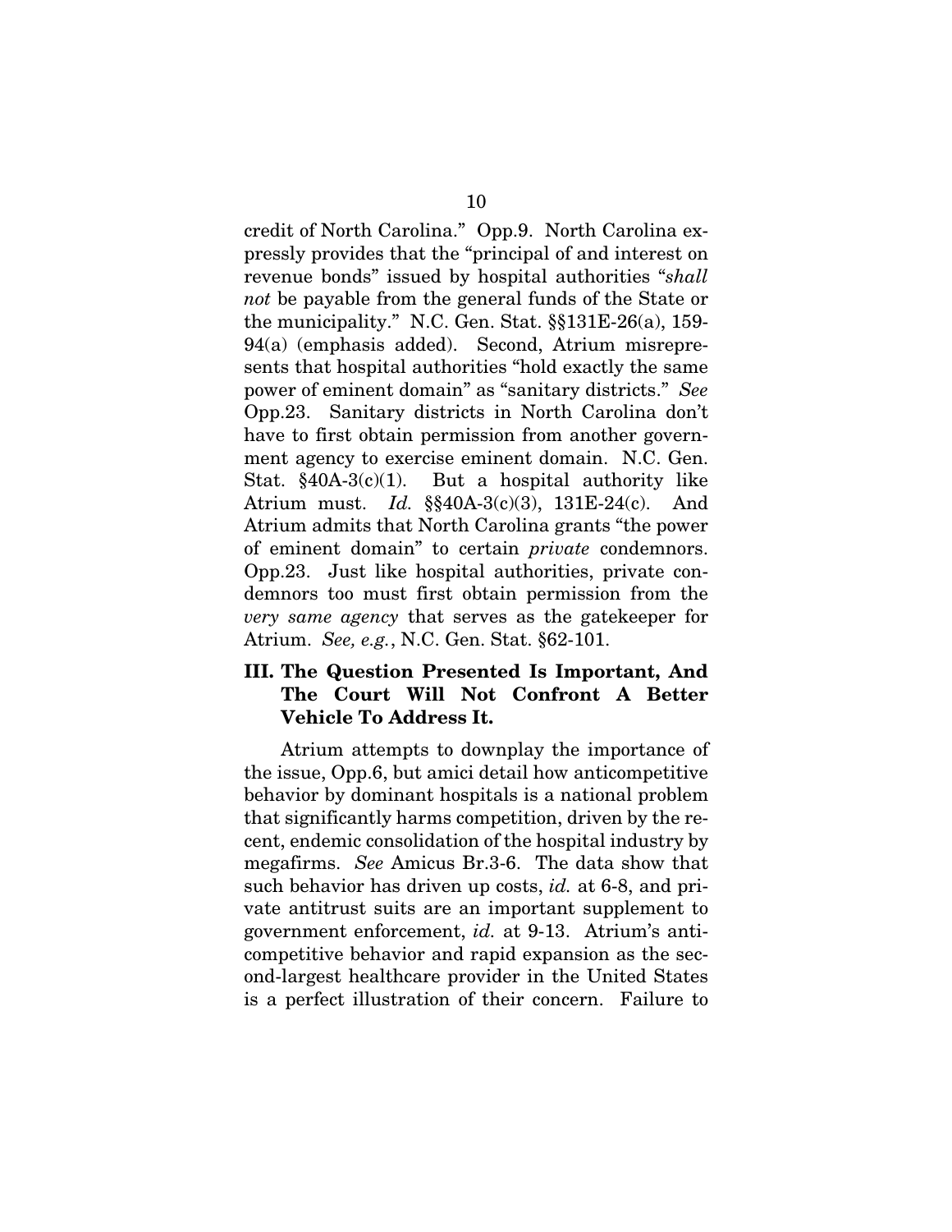credit of North Carolina." Opp.9. North Carolina expressly provides that the "principal of and interest on revenue bonds" issued by hospital authorities "*shall not* be payable from the general funds of the State or the municipality." N.C. Gen. Stat. §§131E-26(a), 159-94(a) (emphasis added). Second, Atrium misrepresents that hospital authorities "hold exactly the same power of eminent domain" as "sanitary districts." *See* Opp.23. Sanitary districts in North Carolina don't have to first obtain permission from another government agency to exercise eminent domain. N.C. Gen. Stat. §40A-3(c)(1). But a hospital authority like Atrium must. *Id.* §§40A-3(c)(3), 131E-24(c). And Atrium admits that North Carolina grants "the power of eminent domain" to certain *private* condemnors. Opp.23. Just like hospital authorities, private condemnors too must first obtain permission from the *very same agency* that serves as the gatekeeper for Atrium. *See, e.g.*, N.C. Gen. Stat. §62-101.

## III. The Question Presented Is Important, And The Court Will Not Confront A Better Vehicle To Address It.

Atrium attempts to downplay the importance of the issue, Opp.6, but amici detail how anticompetitive behavior by dominant hospitals is a national problem that significantly harms competition, driven by the recent, endemic consolidation of the hospital industry by megafirms. *See* Amicus Br.3-6. The data show that such behavior has driven up costs, *id.* at 6-8, and private antitrust suits are an important supplement to government enforcement, *id.* at 9-13. Atrium's anticompetitive behavior and rapid expansion as the second-largest healthcare provider in the United States is a perfect illustration of their concern. Failure to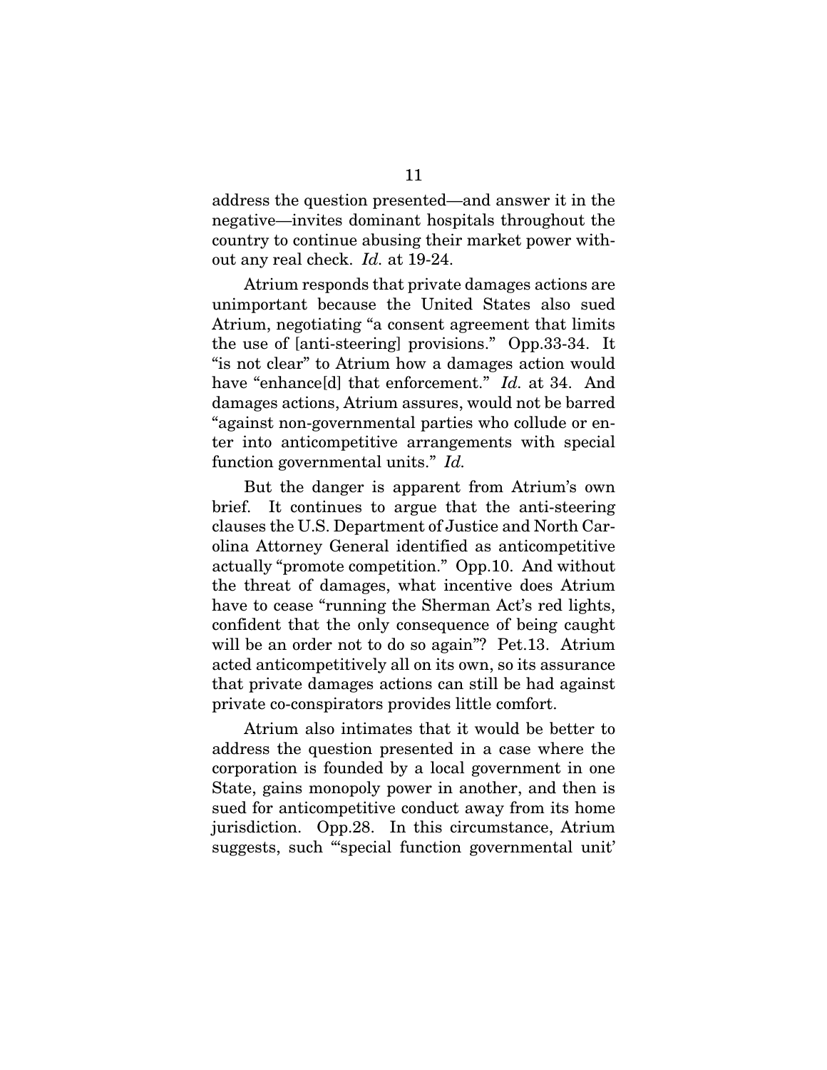address the question presented—and answer it in the negative—invites dominant hospitals throughout the country to continue abusing their market power without any real check. *Id.* at 19-24.

Atrium responds that private damages actions are unimportant because the United States also sued Atrium, negotiating "a consent agreement that limits the use of [anti-steering] provisions." Opp.33-34. It "is not clear" to Atrium how a damages action would have "enhance[d] that enforcement." *Id.* at 34. And damages actions, Atrium assures, would not be barred "against non-governmental parties who collude or enter into anticompetitive arrangements with special function governmental units." *Id.*

But the danger is apparent from Atrium's own brief. It continues to argue that the anti-steering clauses the U.S. Department of Justice and North Carolina Attorney General identified as anticompetitive actually "promote competition." Opp.10. And without the threat of damages, what incentive does Atrium have to cease "running the Sherman Act's red lights, confident that the only consequence of being caught will be an order not to do so again"? Pet.13. Atrium acted anticompetitively all on its own, so its assurance that private damages actions can still be had against private co-conspirators provides little comfort.

Atrium also intimates that it would be better to address the question presented in a case where the corporation is founded by a local government in one State, gains monopoly power in another, and then is sued for anticompetitive conduct away from its home jurisdiction. Opp.28. In this circumstance, Atrium suggests, such "'special function governmental unit'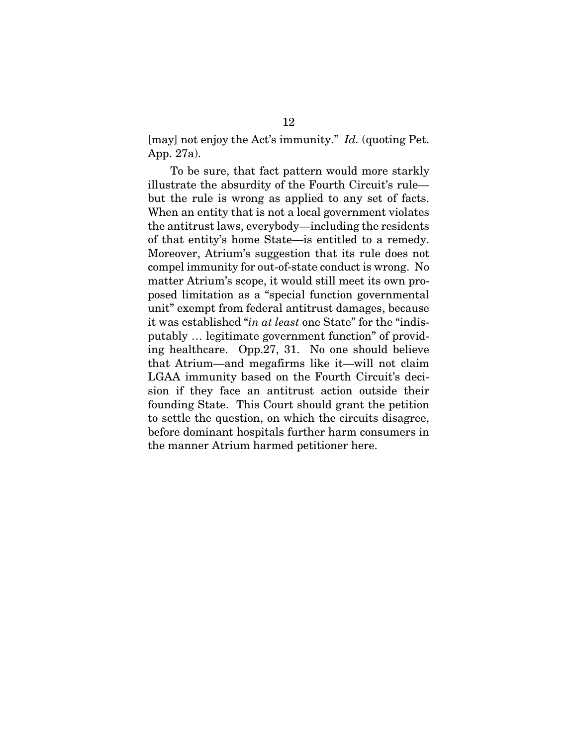[may] not enjoy the Act's immunity." *Id.* (quoting Pet. App. 27a).

To be sure, that fact pattern would more starkly illustrate the absurdity of the Fourth Circuit's rule—but the rule is wrong as applied to any set of facts. When an entity that is not a local government violates the antitrust laws, everybody—including the residents of that entity's home State—is entitled to a remedy. Moreover, Atrium's suggestion that its rule does not compel immunity for out-of-state conduct is wrong. No matter Atrium's scope, it would still meet its own proposed limitation as a "special function governmental unit" exempt from federal antitrust damages, because it was established "*in at least* one State" for the "indisputably … legitimate government function" of providing healthcare. Opp.27, 31. No one should believe that Atrium—and megafirms like it—will not claim LGAA immunity based on the Fourth Circuit's decision if they face an antitrust action outside their founding State. This Court should grant the petition to settle the question, on which the circuits disagree, before dominant hospitals further harm consumers in the manner Atrium harmed petitioner here.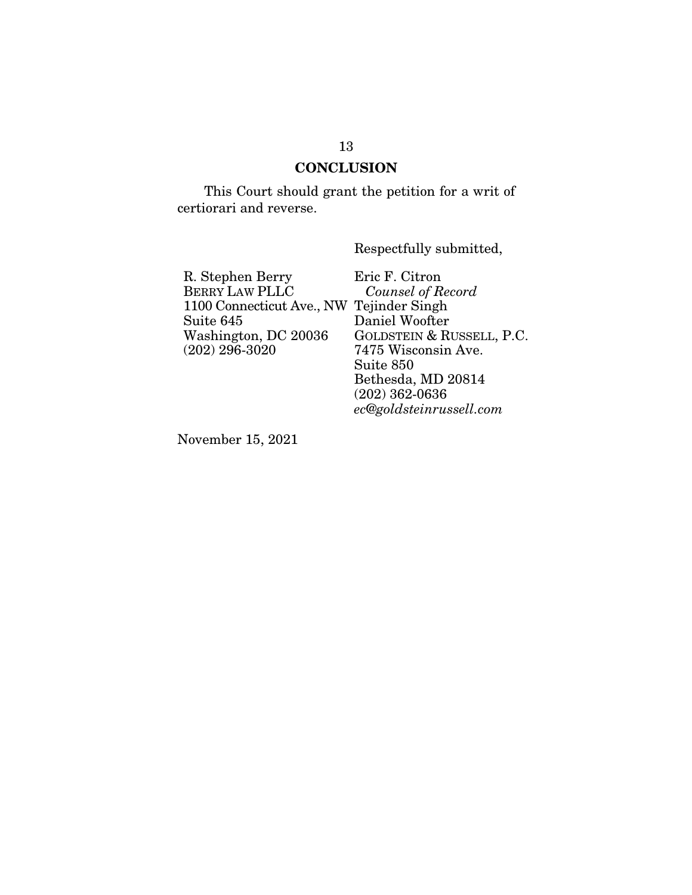## CONCLUSION

This Court should grant the petition for a writ of certiorari and reverse.

Respectfully submitted,

R. Stephen Berry
BERRY LAW PLLC
1100 Connecticut Ave., NW
Suite 645
Washington, DC 20036
(202) 296-3020

Eric F. Citron
*Counsel of Record*
Tejinder Singh
Daniel Woofter
GOLDSTEIN & RUSSELL, P.C.
7475 Wisconsin Ave.
Suite 850
Bethesda, MD 20814
(202) 362-0636
*ec@goldsteinrussell.com*

November 15, 2021